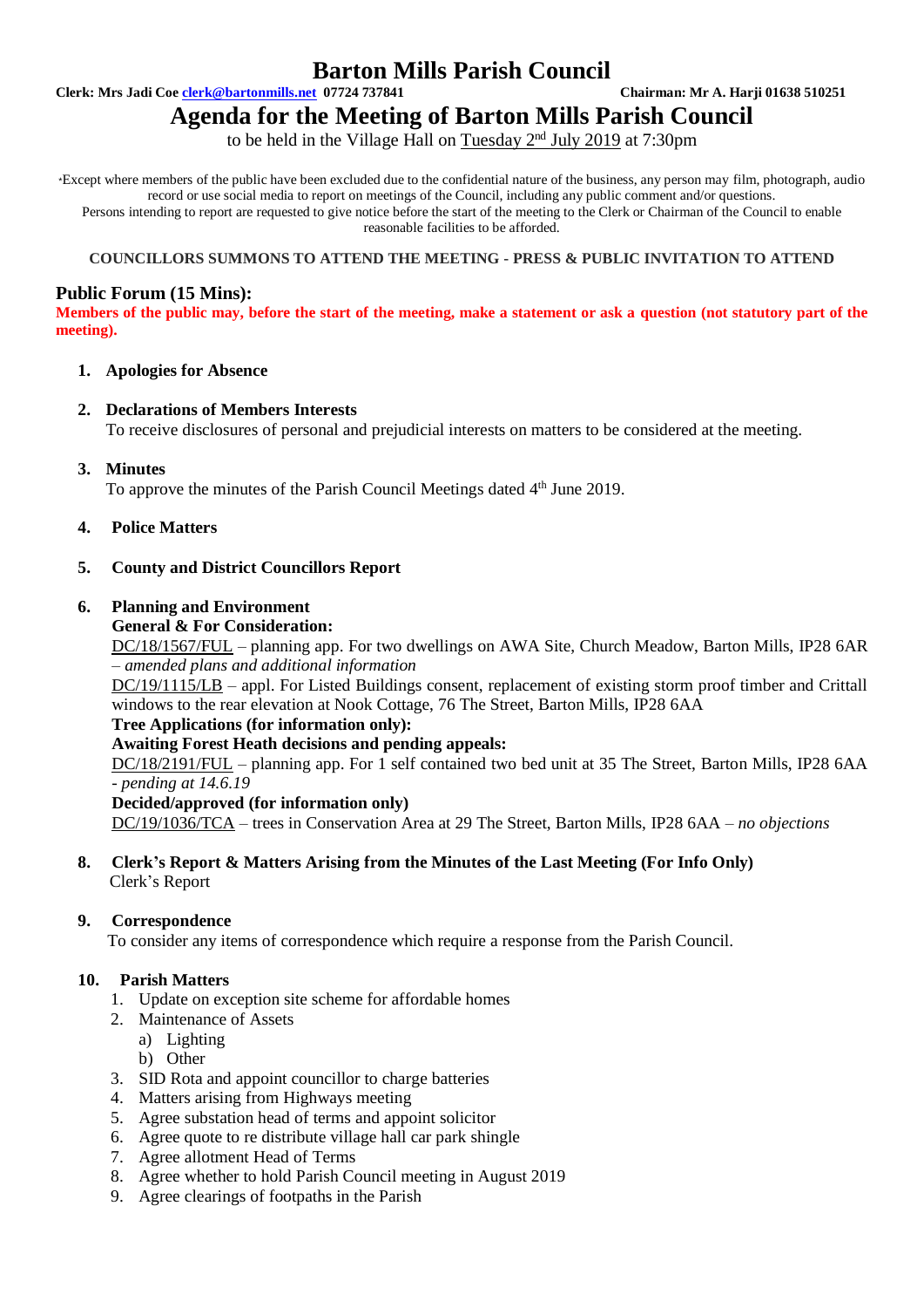# Barton Mills Parish Council

**Clerk: Mrs Jadi Coe clerk@bartonmills.net 07724 737841** **Chairman: Mr A. Harji 01638 510251**

## Agenda for the Meeting of Barton Mills Parish Council

to be held in the Village Hall on Tuesday 2nd July 2019 at 7:30pm

*Except where members of the public have been excluded due to the confidential nature of the business, any person may film, photograph, audio record or use social media to report on meetings of the Council, including any public comment and/or questions.
Persons intending to report are requested to give notice before the start of the meeting to the Clerk or Chairman of the Council to enable reasonable facilities to be afforded.

**COUNCILLORS SUMMONS TO ATTEND THE MEETING - PRESS & PUBLIC INVITATION TO ATTEND**

### Public Forum (15 Mins):

**Members of the public may, before the start of the meeting, make a statement or ask a question (not statutory part of the meeting).**

1. **Apologies for Absence**

2. **Declarations of Members Interests**
   To receive disclosures of personal and prejudicial interests on matters to be considered at the meeting.

3. **Minutes**
   To approve the minutes of the Parish Council Meetings dated 4th June 2019.

4. **Police Matters**

5. **County and District Councillors Report**

6. **Planning and Environment**
   **General & For Consideration:**
   DC/18/1567/FUL – planning app. For two dwellings on AWA Site, Church Meadow, Barton Mills, IP28 6AR – *amended plans and additional information*
   DC/19/1115/LB – appl. For Listed Buildings consent, replacement of existing storm proof timber and Crittall windows to the rear elevation at Nook Cottage, 76 The Street, Barton Mills, IP28 6AA
   **Tree Applications (for information only):**
   **Awaiting Forest Heath decisions and pending appeals:**
   DC/18/2191/FUL – planning app. For 1 self contained two bed unit at 35 The Street, Barton Mills, IP28 6AA - *pending at 14.6.19*
   **Decided/approved (for information only)**
   DC/19/1036/TCA – trees in Conservation Area at 29 The Street, Barton Mills, IP28 6AA – *no objections*

8. **Clerk's Report & Matters Arising from the Minutes of the Last Meeting (For Info Only)**
   Clerk's Report

9. **Correspondence**
   To consider any items of correspondence which require a response from the Parish Council.

10. **Parish Matters**
    1. Update on exception site scheme for affordable homes
    2. Maintenance of Assets
       a) Lighting
       b) Other
    3. SID Rota and appoint councillor to charge batteries
    4. Matters arising from Highways meeting
    5. Agree substation head of terms and appoint solicitor
    6. Agree quote to re distribute village hall car park shingle
    7. Agree allotment Head of Terms
    8. Agree whether to hold Parish Council meeting in August 2019
    9. Agree clearings of footpaths in the Parish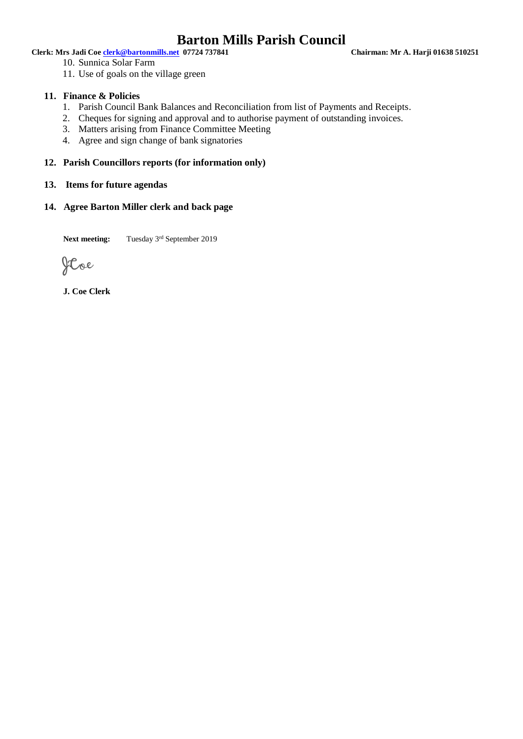10. Sunnica Solar Farm
11. Use of goals on the village green

**11. Finance & Policies**

1. Parish Council Bank Balances and Reconciliation from list of Payments and Receipts.
2. Cheques for signing and approval and to authorise payment of outstanding invoices.
3. Matters arising from Finance Committee Meeting
4. Agree and sign change of bank signatories

**12. Parish Councillors reports (for information only)**

**13. Items for future agendas**

**14. Agree Barton Miller clerk and back page**

**Next meeting:** Tuesday 3rd September 2019

JCoe

**J. Coe Clerk**